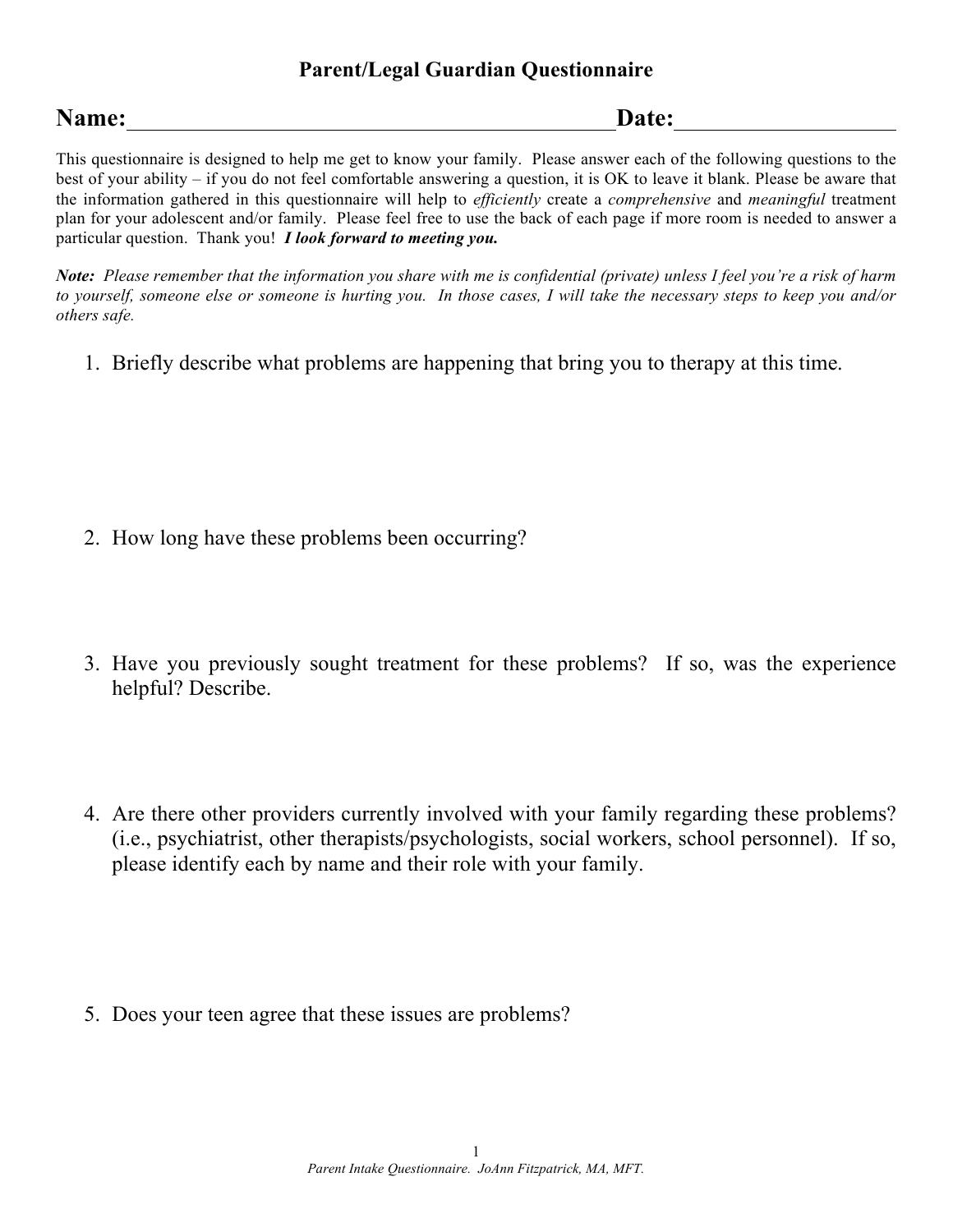# Parent/Legal Guardian Questionnaire

**Name:** ______________________________ **Date:** ______________

This questionnaire is designed to help me get to know your family. Please answer each of the following questions to the best of your ability – if you do not feel comfortable answering a question, it is OK to leave it blank. Please be aware that the information gathered in this questionnaire will help to *efficiently* create a *comprehensive* and *meaningful* treatment plan for your adolescent and/or family. Please feel free to use the back of each page if more room is needed to answer a particular question. Thank you! ***I look forward to meeting you.***

***Note:*** *Please remember that the information you share with me is confidential (private) unless I feel you're a risk of harm to yourself, someone else or someone is hurting you. In those cases, I will take the necessary steps to keep you and/or others safe.*

1. Briefly describe what problems are happening that bring you to therapy at this time.

2. How long have these problems been occurring?

3. Have you previously sought treatment for these problems? If so, was the experience helpful? Describe.

4. Are there other providers currently involved with your family regarding these problems? (i.e., psychiatrist, other therapists/psychologists, social workers, school personnel). If so, please identify each by name and their role with your family.

5. Does your teen agree that these issues are problems?

*Parent Intake Questionnaire. JoAnn Fitzpatrick, MA, MFT.*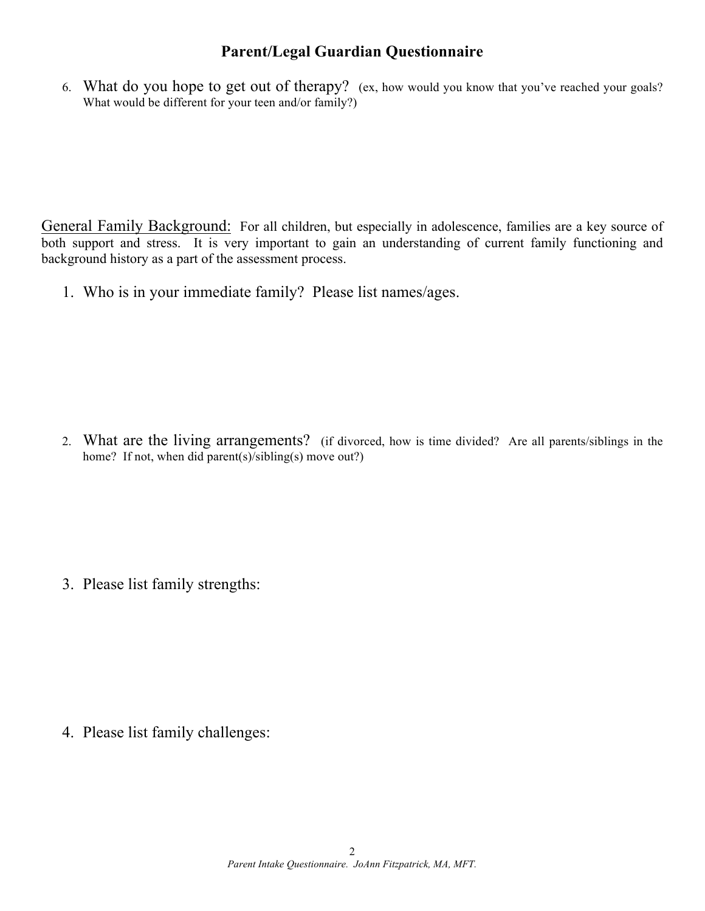## Parent/Legal Guardian Questionnaire

6. What do you hope to get out of therapy? (ex, how would you know that you've reached your goals? What would be different for your teen and/or family?)

<u>General Family Background:</u> For all children, but especially in adolescence, families are a key source of both support and stress. It is very important to gain an understanding of current family functioning and background history as a part of the assessment process.

1. Who is in your immediate family? Please list names/ages.

2. What are the living arrangements? (if divorced, how is time divided? Are all parents/siblings in the home? If not, when did parent(s)/sibling(s) move out?)

3. Please list family strengths:

4. Please list family challenges:

*Parent Intake Questionnaire. JoAnn Fitzpatrick, MA, MFT.*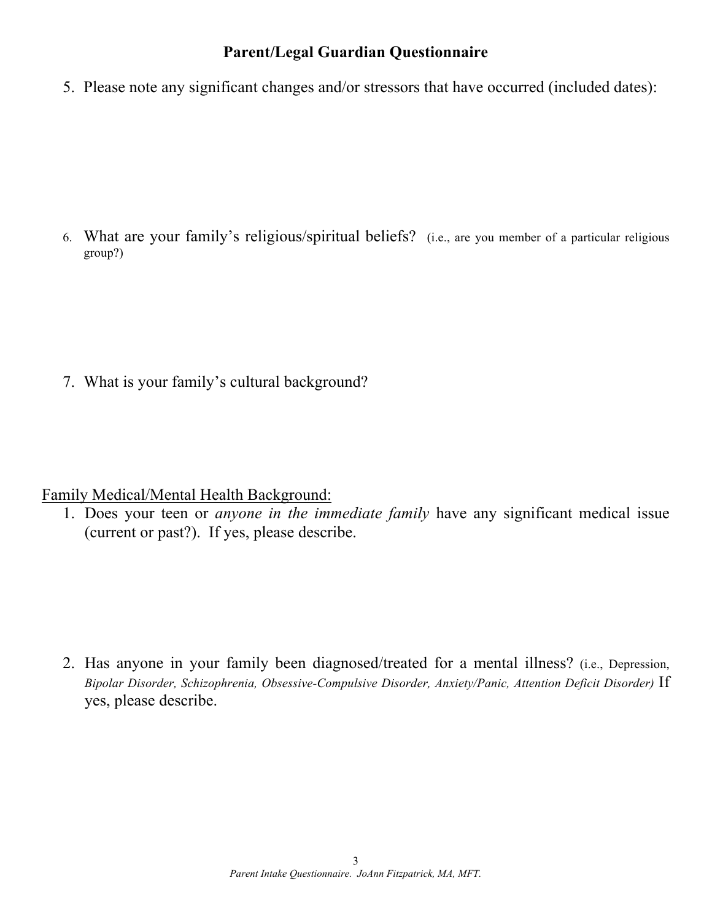## Parent/Legal Guardian Questionnaire

5. Please note any significant changes and/or stressors that have occurred (included dates):

6. What are your family's religious/spiritual beliefs? (i.e., are you member of a particular religious group?)

7. What is your family's cultural background?

<u>Family Medical/Mental Health Background:</u>

1. Does your teen or *anyone in the immediate family* have any significant medical issue (current or past?). If yes, please describe.

2. Has anyone in your family been diagnosed/treated for a mental illness? (i.e., Depression, *Bipolar Disorder, Schizophrenia, Obsessive-Compulsive Disorder, Anxiety/Panic, Attention Deficit Disorder)* If yes, please describe.

*Parent Intake Questionnaire. JoAnn Fitzpatrick, MA, MFT.*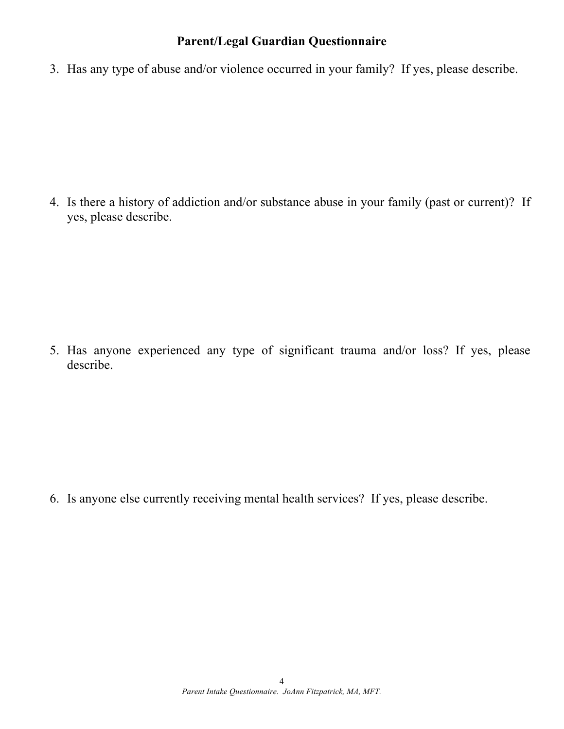## Parent/Legal Guardian Questionnaire

3. Has any type of abuse and/or violence occurred in your family? If yes, please describe.

4. Is there a history of addiction and/or substance abuse in your family (past or current)? If yes, please describe.

5. Has anyone experienced any type of significant trauma and/or loss? If yes, please describe.

6. Is anyone else currently receiving mental health services? If yes, please describe.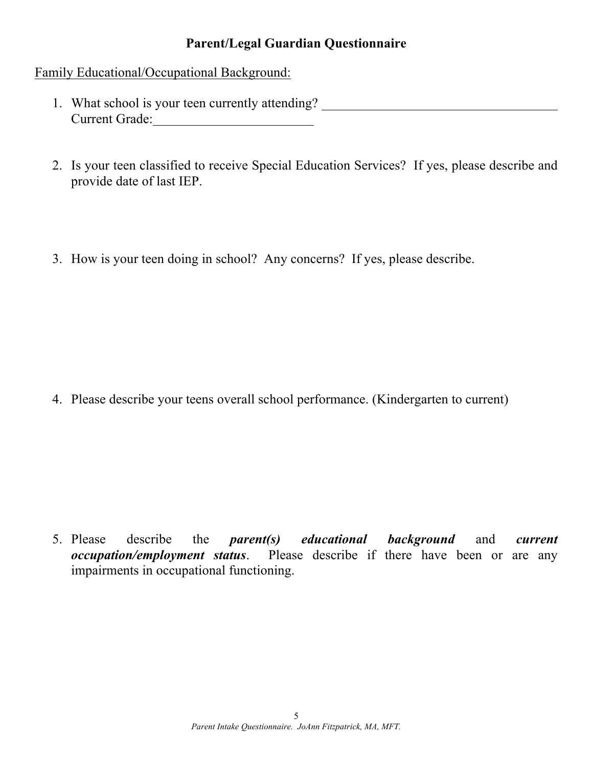## Parent/Legal Guardian Questionnaire

<u>Family Educational/Occupational Background:</u>

1. What school is your teen currently attending? ____________________________________
   Current Grade:________________________

2. Is your teen classified to receive Special Education Services? If yes, please describe and provide date of last IEP.

3. How is your teen doing in school? Any concerns? If yes, please describe.

4. Please describe your teens overall school performance. (Kindergarten to current)

5. Please describe the ***parent(s) educational background*** and ***current occupation/employment status***. Please describe if there have been or are any impairments in occupational functioning.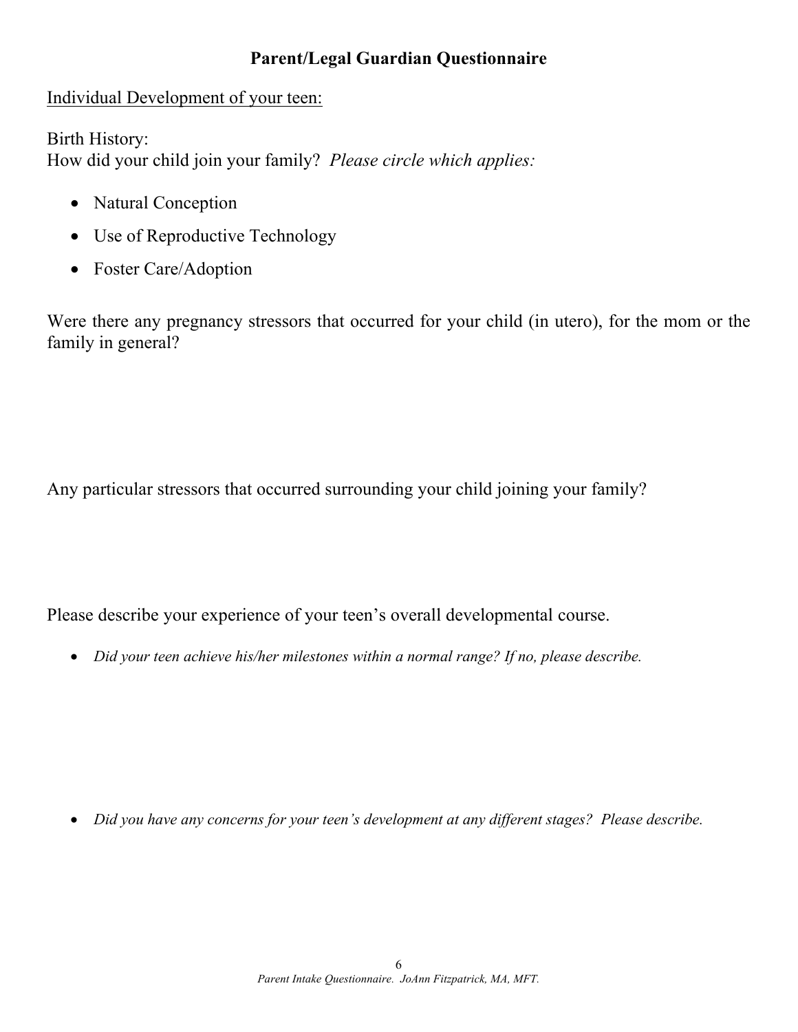## Parent/Legal Guardian Questionnaire

Individual Development of your teen:

Birth History:
How did your child join your family? *Please circle which applies:*

- Natural Conception
- Use of Reproductive Technology
- Foster Care/Adoption

Were there any pregnancy stressors that occurred for your child (in utero), for the mom or the family in general?

Any particular stressors that occurred surrounding your child joining your family?

Please describe your experience of your teen's overall developmental course.

- *Did your teen achieve his/her milestones within a normal range? If no, please describe.*

- *Did you have any concerns for your teen's development at any different stages? Please describe.*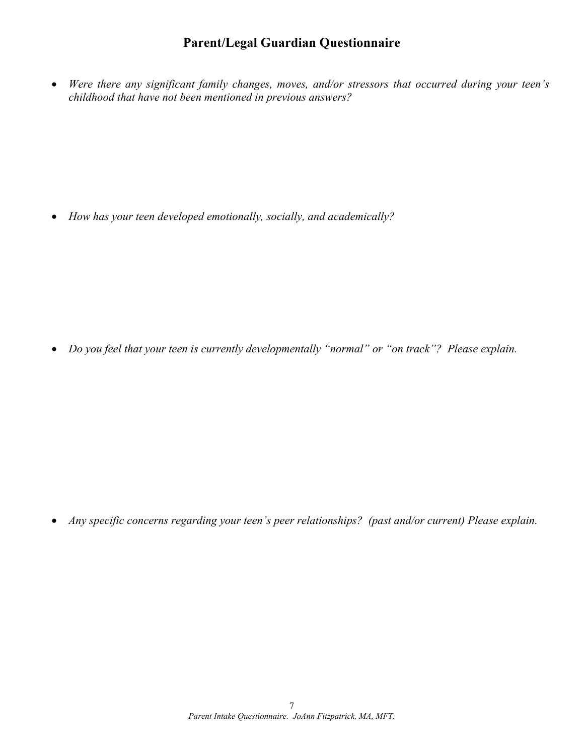## Parent/Legal Guardian Questionnaire

- *Were there any significant family changes, moves, and/or stressors that occurred during your teen's childhood that have not been mentioned in previous answers?*

- *How has your teen developed emotionally, socially, and academically?*

- *Do you feel that your teen is currently developmentally "normal" or "on track"? Please explain.*

- *Any specific concerns regarding your teen's peer relationships? (past and/or current) Please explain.*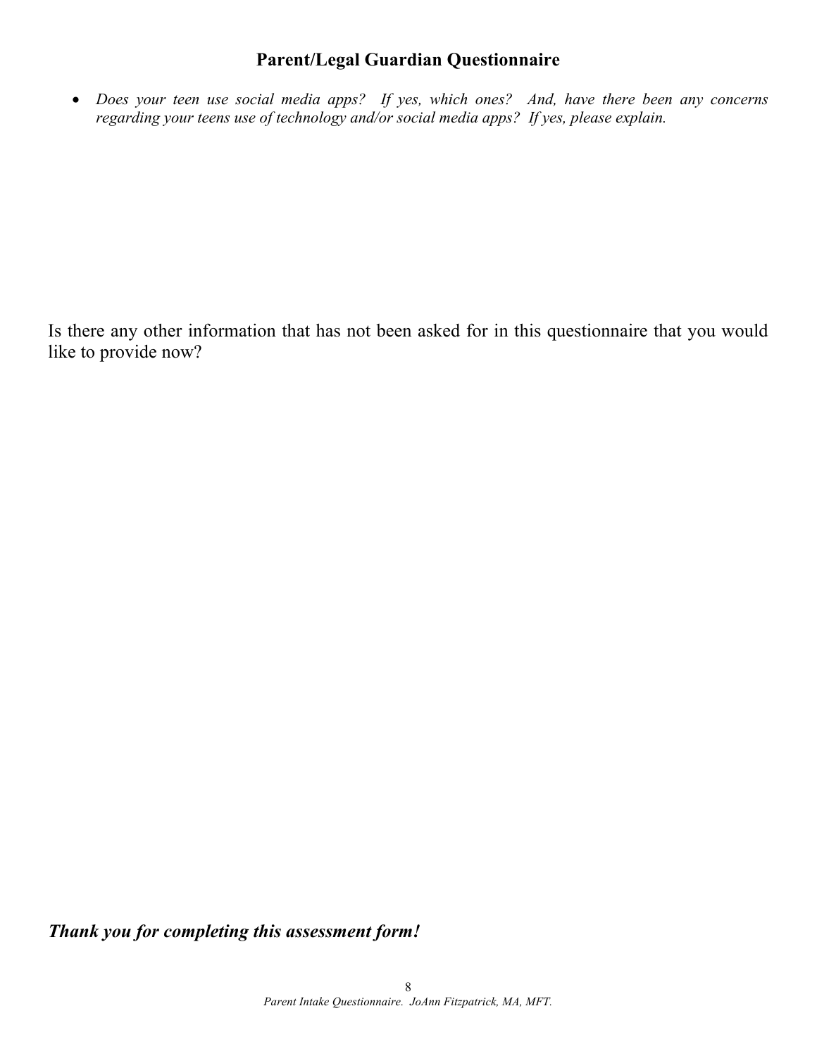## Parent/Legal Guardian Questionnaire

- *Does your teen use social media apps? If yes, which ones? And, have there been any concerns regarding your teens use of technology and/or social media apps? If yes, please explain.*

Is there any other information that has not been asked for in this questionnaire that you would like to provide now?

***Thank you for completing this assessment form!***

*Parent Intake Questionnaire. JoAnn Fitzpatrick, MA, MFT.*